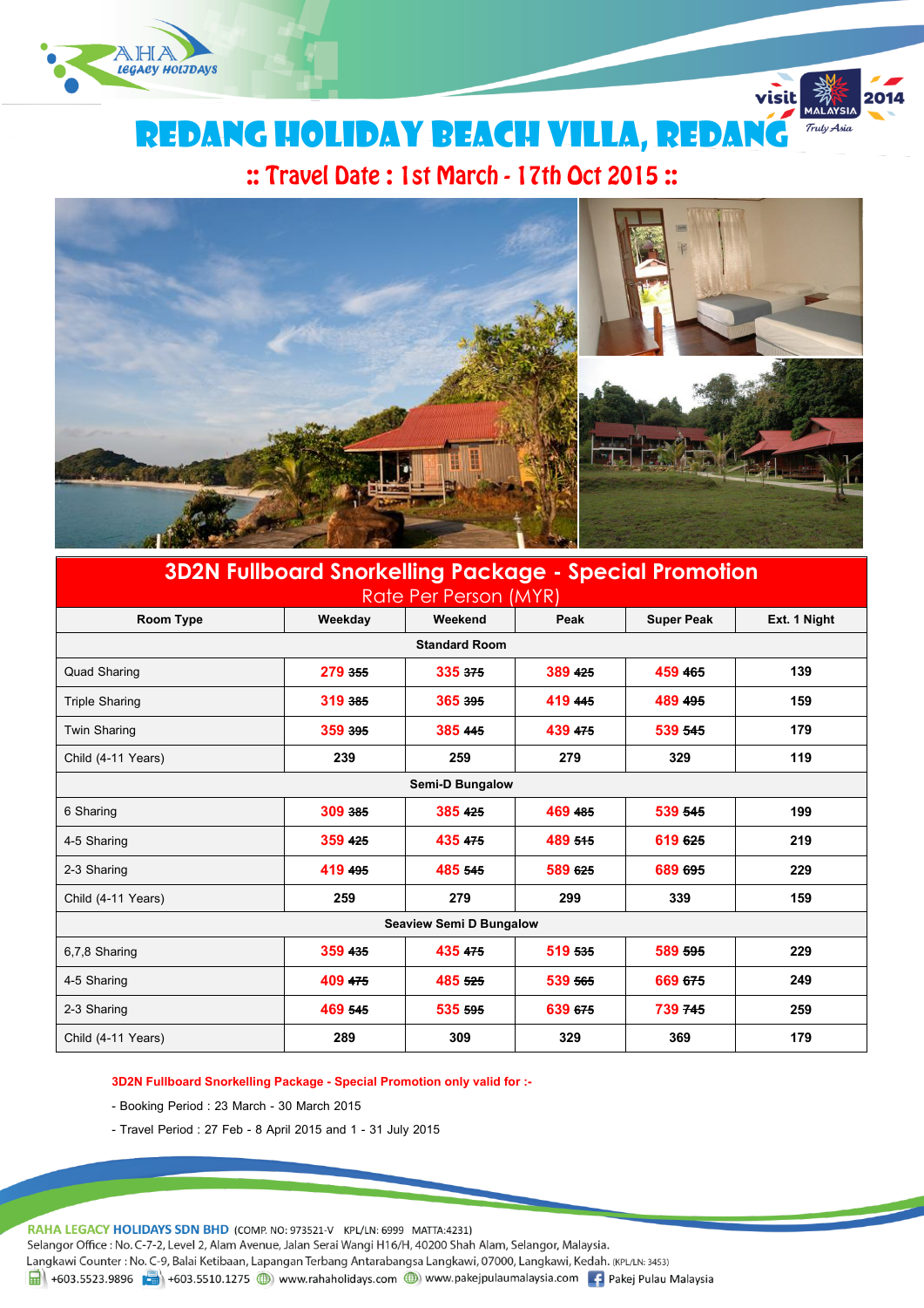# REDANG HOLIDAY BEACH VILLA, REDANG

## :: Travel Date : 1st March - 17th Oct 2015 ::

| 3D2N Fullboard Snorkelling Package - Special Promotion<br>Rate Per Person (MYR) | | | | | |
|---|---|---|---|---|---|
| **Room Type** | **Weekday** | **Weekend** | **Peak** | **Super Peak** | **Ext. 1 Night** |
| **Standard Room** | | | | | |
| Quad Sharing | 279 ~~355~~ | 335 ~~375~~ | 389 ~~425~~ | 459 ~~465~~ | 139 |
| Triple Sharing | 319 ~~385~~ | 365 ~~395~~ | 419 ~~445~~ | 489 ~~495~~ | 159 |
| Twin Sharing | 359 ~~395~~ | 385 ~~445~~ | 439 ~~475~~ | 539 ~~545~~ | 179 |
| Child (4-11 Years) | 239 | 259 | 279 | 329 | 119 |
| **Semi-D Bungalow** | | | | | |
| 6 Sharing | 309 ~~385~~ | 385 ~~425~~ | 469 ~~485~~ | 539 ~~545~~ | 199 |
| 4-5 Sharing | 359 ~~425~~ | 435 ~~475~~ | 489 ~~515~~ | 619 ~~625~~ | 219 |
| 2-3 Sharing | 419 ~~495~~ | 485 ~~545~~ | 589 ~~625~~ | 689 ~~695~~ | 229 |
| Child (4-11 Years) | 259 | 279 | 299 | 339 | 159 |
| **Seaview Semi D Bungalow** | | | | | |
| 6,7,8 Sharing | 359 ~~435~~ | 435 ~~475~~ | 519 ~~535~~ | 589 ~~595~~ | 229 |
| 4-5 Sharing | 409 ~~475~~ | 485 ~~525~~ | 539 ~~565~~ | 669 ~~675~~ | 249 |
| 2-3 Sharing | 469 ~~545~~ | 535 ~~595~~ | 639 ~~675~~ | 739 ~~745~~ | 259 |
| Child (4-11 Years) | 289 | 309 | 329 | 369 | 179 |

**3D2N Fullboard Snorkelling Package - Special Promotion only valid for :-**

- Booking Period : 23 March - 30 March 2015
- Travel Period : 27 Feb - 8 April 2015 and 1 - 31 July 2015

**RAHA LEGACY HOLIDAYS SDN BHD** (COMP. NO: 973521-V KPL/LN: 6999 MATTA:4231)
Selangor Office : No. C-7-2, Level 2, Alam Avenue, Jalan Serai Wangi H16/H, 40200 Shah Alam, Selangor, Malaysia.
Langkawi Counter : No. C-9, Balai Ketibaan, Lapangan Terbang Antarabangsa Langkawi, 07000, Langkawi, Kedah. (KPL/LN: 3453)
+603.5523.9896 +603.5510.1275 www.rahaholidays.com www.pakejpulaumalaysia.com Pakej Pulau Malaysia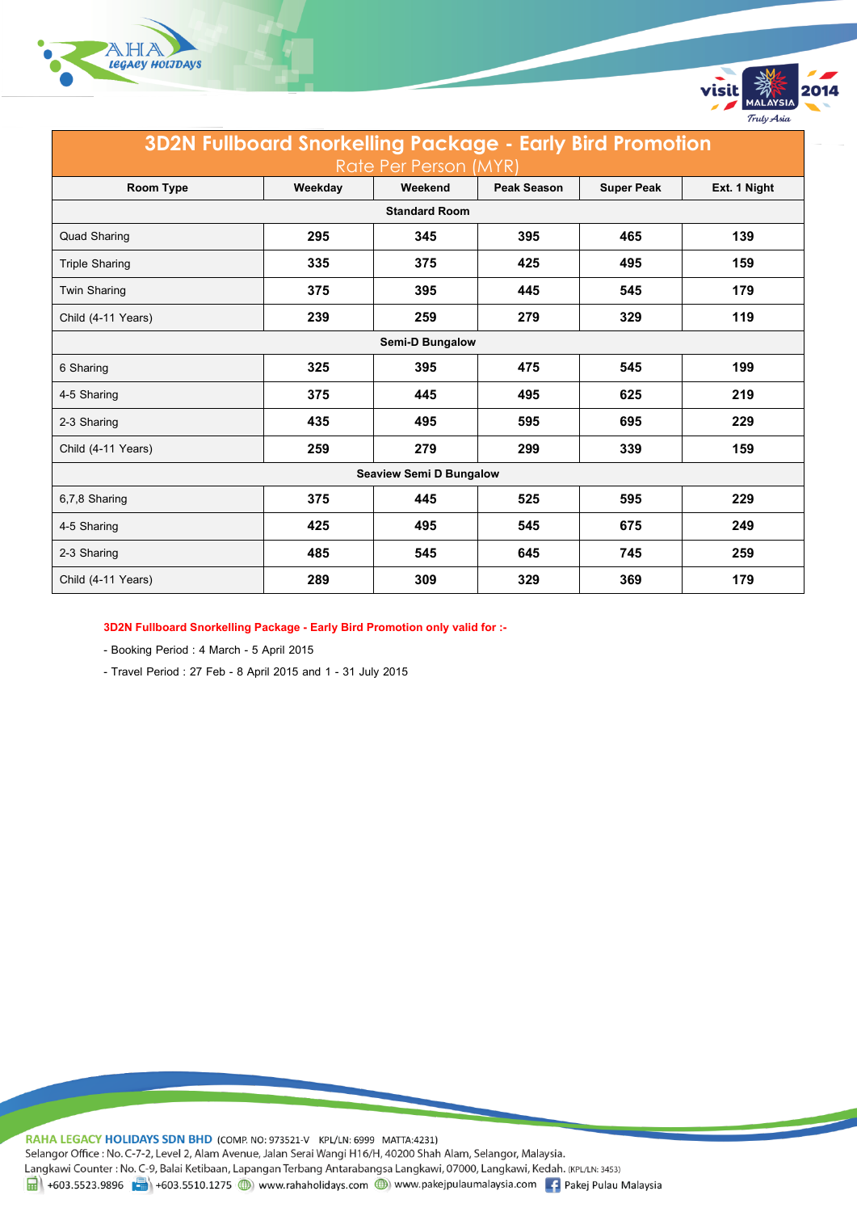| 3D2N Fullboard Snorkelling Package - Early Bird Promotion<br>Rate Per Person (MYR) | | | | | |
|---|---|---|---|---|---|
| **Room Type** | **Weekday** | **Weekend** | **Peak Season** | **Super Peak** | **Ext. 1 Night** |
| **Standard Room** | | | | | |
| Quad Sharing | **295** | **345** | **395** | **465** | **139** |
| Triple Sharing | **335** | **375** | **425** | **495** | **159** |
| Twin Sharing | **375** | **395** | **445** | **545** | **179** |
| Child (4-11 Years) | **239** | **259** | **279** | **329** | **119** |
| **Semi-D Bungalow** | | | | | |
| 6 Sharing | **325** | **395** | **475** | **545** | **199** |
| 4-5 Sharing | **375** | **445** | **495** | **625** | **219** |
| 2-3 Sharing | **435** | **495** | **595** | **695** | **229** |
| Child (4-11 Years) | **259** | **279** | **299** | **339** | **159** |
| **Seaview Semi D Bungalow** | | | | | |
| 6,7,8 Sharing | **375** | **445** | **525** | **595** | **229** |
| 4-5 Sharing | **425** | **495** | **545** | **675** | **249** |
| 2-3 Sharing | **485** | **545** | **645** | **745** | **259** |
| Child (4-11 Years) | **289** | **309** | **329** | **369** | **179** |

**3D2N Fullboard Snorkelling Package - Early Bird Promotion only valid for :-**

- Booking Period : 4 March - 5 April 2015
- Travel Period : 27 Feb - 8 April 2015 and 1 - 31 July 2015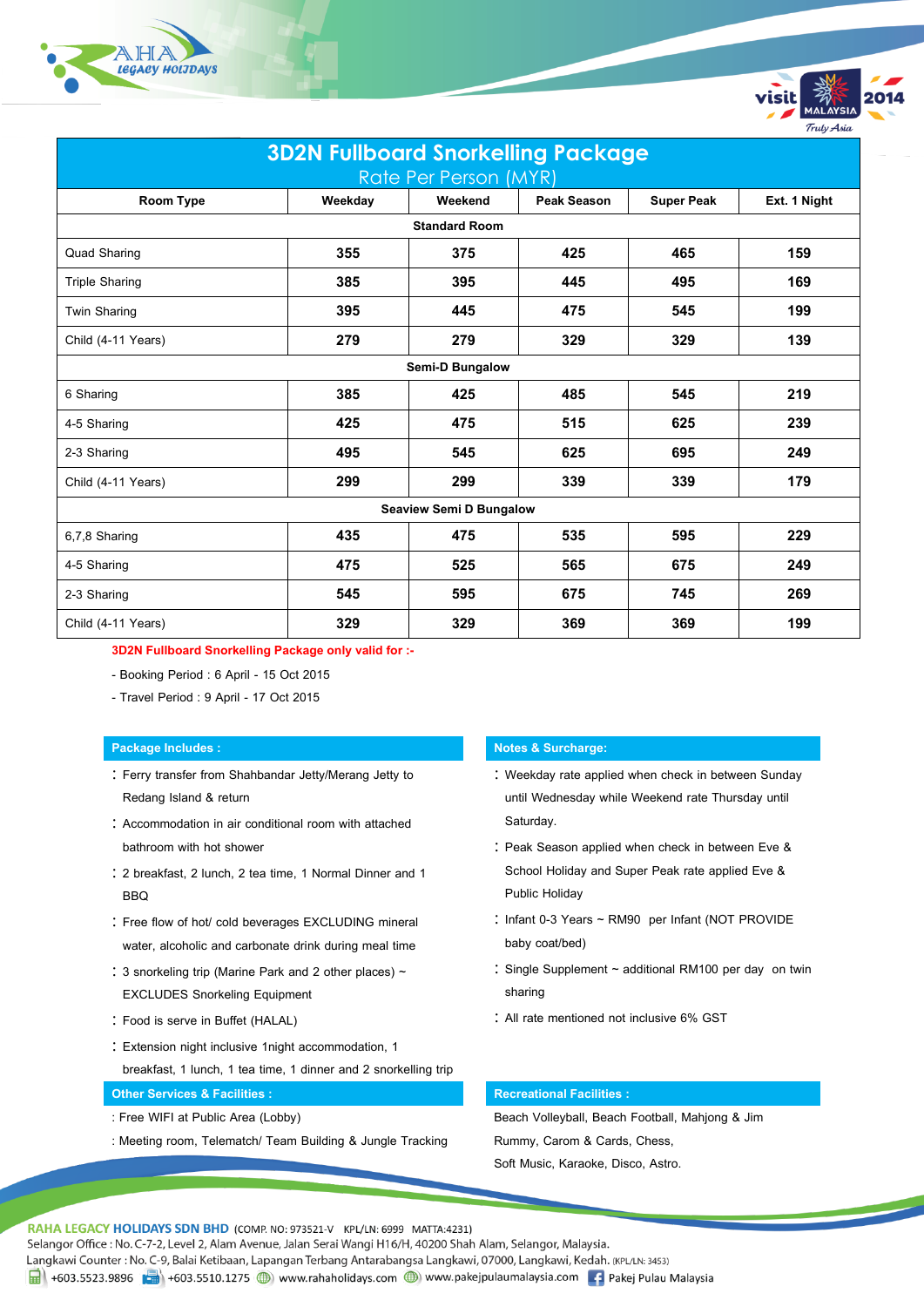RAHA Legacy Holidays

visit MALAYSIA 2014 Truly Asia

# 3D2N Fullboard Snorkelling Package

## Rate Per Person (MYR)

| Room Type | Weekday | Weekend | Peak Season | Super Peak | Ext. 1 Night |
|---|---|---|---|---|---|
| **Standard Room** | | | | | |
| Quad Sharing | 355 | 375 | 425 | 465 | 159 |
| Triple Sharing | 385 | 395 | 445 | 495 | 169 |
| Twin Sharing | 395 | 445 | 475 | 545 | 199 |
| Child (4-11 Years) | 279 | 279 | 329 | 329 | 139 |
| **Semi-D Bungalow** | | | | | |
| 6 Sharing | 385 | 425 | 485 | 545 | 219 |
| 4-5 Sharing | 425 | 475 | 515 | 625 | 239 |
| 2-3 Sharing | 495 | 545 | 625 | 695 | 249 |
| Child (4-11 Years) | 299 | 299 | 339 | 339 | 179 |
| **Seaview Semi D Bungalow** | | | | | |
| 6,7,8 Sharing | 435 | 475 | 535 | 595 | 229 |
| 4-5 Sharing | 475 | 525 | 565 | 675 | 249 |
| 2-3 Sharing | 545 | 595 | 675 | 745 | 269 |
| Child (4-11 Years) | 329 | 329 | 369 | 369 | 199 |

**3D2N Fullboard Snorkelling Package only valid for :-**

- Booking Period : 6 April - 15 Oct 2015
- Travel Period : 9 April - 17 Oct 2015

### Package Includes :

- Ferry transfer from Shahbandar Jetty/Merang Jetty to Redang Island & return
- Accommodation in air conditional room with attached bathroom with hot shower
- 2 breakfast, 2 lunch, 2 tea time, 1 Normal Dinner and 1 BBQ
- Free flow of hot/ cold beverages EXCLUDING mineral water, alcoholic and carbonate drink during meal time
- 3 snorkeling trip (Marine Park and 2 other places) ~ EXCLUDES Snorkeling Equipment
- Food is serve in Buffet (HALAL)
- Extension night inclusive 1night accommodation, 1 breakfast, 1 lunch, 1 tea time, 1 dinner and 2 snorkelling trip

### Notes & Surcharge:

- Weekday rate applied when check in between Sunday until Wednesday while Weekend rate Thursday until Saturday.
- Peak Season applied when check in between Eve & School Holiday and Super Peak rate applied Eve & Public Holiday
- Infant 0-3 Years ~ RM90 per Infant (NOT PROVIDE baby coat/bed)
- Single Supplement ~ additional RM100 per day on twin sharing
- All rate mentioned not inclusive 6% GST

### Other Services & Facilities :

- Free WIFI at Public Area (Lobby)
- Meeting room, Telematch/ Team Building & Jungle Tracking

### Recreational Facilities :

Beach Volleyball, Beach Football, Mahjong & Jim Rummy, Carom & Cards, Chess, Soft Music, Karaoke, Disco, Astro.

**RAHA LEGACY HOLIDAYS SDN BHD** (COMP. NO: 973521-V KPL/LN: 6999 MATTA:4231)

Selangor Office : No. C-7-2, Level 2, Alam Avenue, Jalan Serai Wangi H16/H, 40200 Shah Alam, Selangor, Malaysia.

Langkawi Counter : No. C-9, Balai Ketibaan, Lapangan Terbang Antarabangsa Langkawi, 07000, Langkawi, Kedah. (KPL/LN: 3453)

+603.5523.9896 | +603.5510.1275 | www.rahaholidays.com | www.pakejpulaumalaysia.com | Pakej Pulau Malaysia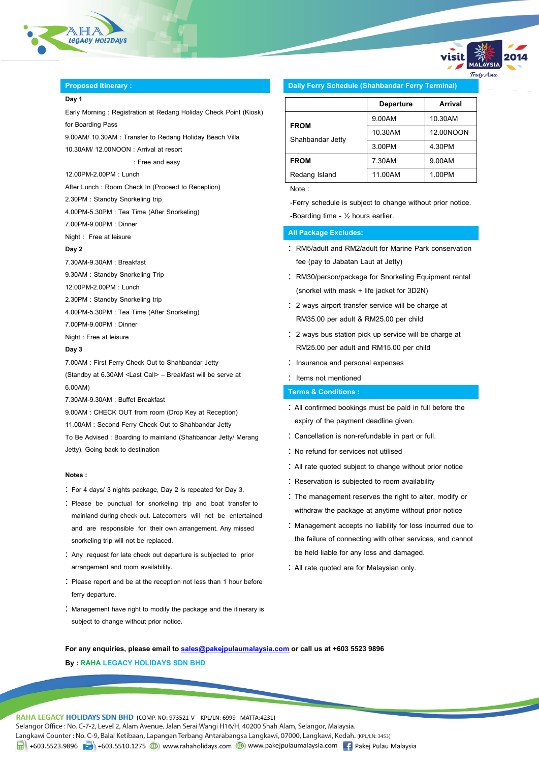## Proposed Itinerary :

**Day 1**

Early Morning : Registration at Redang Holiday Check Point (Kiosk) for Boarding Pass

9.00AM/ 10.30AM : Transfer to Redang Holiday Beach Villa

10.30AM/ 12.00NOON : Arrival at resort

: Free and easy

12.00PM-2.00PM : Lunch

After Lunch : Room Check In (Proceed to Reception)

2.30PM : Standby Snorkeling trip

4.00PM-5.30PM : Tea Time (After Snorkeling)

7.00PM-9.00PM : Dinner

Night : Free at leisure

**Day 2**

7.30AM-9.30AM : Breakfast

9.30AM : Standby Snorkeling Trip

12.00PM-2.00PM : Lunch

2.30PM : Standby Snorkeling trip

4.00PM-5.30PM : Tea Time (After Snorkeling)

7.00PM-9.00PM : Dinner

Night : Free at leisure

**Day 3**

7.00AM : First Ferry Check Out to Shahbandar Jetty

(Standby at 6.30AM <Last Call> – Breakfast will be serve at 6.00AM)

7.30AM-9.30AM : Buffet Breakfast

9.00AM : CHECK OUT from room (Drop Key at Reception)

11.00AM : Second Ferry Check Out to Shahbandar Jetty

To Be Advised : Boarding to mainland (Shahbandar Jetty/ Merang Jetty). Going back to destination

**Notes :**

- For 4 days/ 3 nights package, Day 2 is repeated for Day 3.
- Please be punctual for snorkeling trip and boat transfer to mainland during check out. Latecomers will not be entertained and are responsible for their own arrangement. Any missed snorkeling trip will not be replaced.
- Any request for late check out departure is subjected to prior arrangement and room availability.
- Please report and be at the reception not less than 1 hour before ferry departure.
- Management have right to modify the package and the itinerary is subject to change without prior notice.

## Daily Ferry Schedule (Shahbandar Ferry Terminal)

| | Departure | Arrival |
|---|---|---|
| **FROM** Shahbandar Jetty | 9.00AM | 10.30AM |
| | 10.30AM | 12.00NOON |
| | 3.00PM | 4.30PM |
| **FROM** Redang Island | 7.30AM | 9.00AM |
| | 11.00AM | 1.00PM |

Note :

-Ferry schedule is subject to change without prior notice.

-Boarding time - ½ hours earlier.

## All Package Excludes:

- RM5/adult and RM2/adult for Marine Park conservation fee (pay to Jabatan Laut at Jetty)
- RM30/person/package for Snorkeling Equipment rental (snorkel with mask + life jacket for 3D2N)
- 2 ways airport transfer service will be charge at RM35.00 per adult & RM25.00 per child
- 2 ways bus station pick up service will be charge at RM25.00 per adult and RM15.00 per child
- Insurance and personal expenses
- Items not mentioned

## Terms & Conditions :

- All confirmed bookings must be paid in full before the expiry of the payment deadline given.
- Cancellation is non-refundable in part or full.
- No refund for services not utilised
- All rate quoted subject to change without prior notice
- Reservation is subjected to room availability
- The management reserves the right to alter, modify or withdraw the package at anytime without prior notice
- Management accepts no liability for loss incurred due to the failure of connecting with other services, and cannot be held liable for any loss and damaged.
- All rate quoted are for Malaysian only.

**For any enquiries, please email to sales@pakejpulaumalaysia.com or call us at +603 5523 9896**

**By : RAHA LEGACY HOLIDAYS SDN BHD**

RAHA LEGACY HOLIDAYS SDN BHD (COMP. NO: 973521-V KPL/LN: 6999 MATTA:4231)
Selangor Office : No. C-7-2, Level 2, Alam Avenue, Jalan Serai Wangi H16/H, 40200 Shah Alam, Selangor, Malaysia.
Langkawi Counter : No. C-9, Balai Ketibaan, Lapangan Terbang Antarabangsa Langkawi, 07000, Langkawi, Kedah. (KPL/LN: 3453)
+603.5523.9896 +603.5510.1275 www.rahaholidays.com www.pakejpulaumalaysia.com Pakej Pulau Malaysia